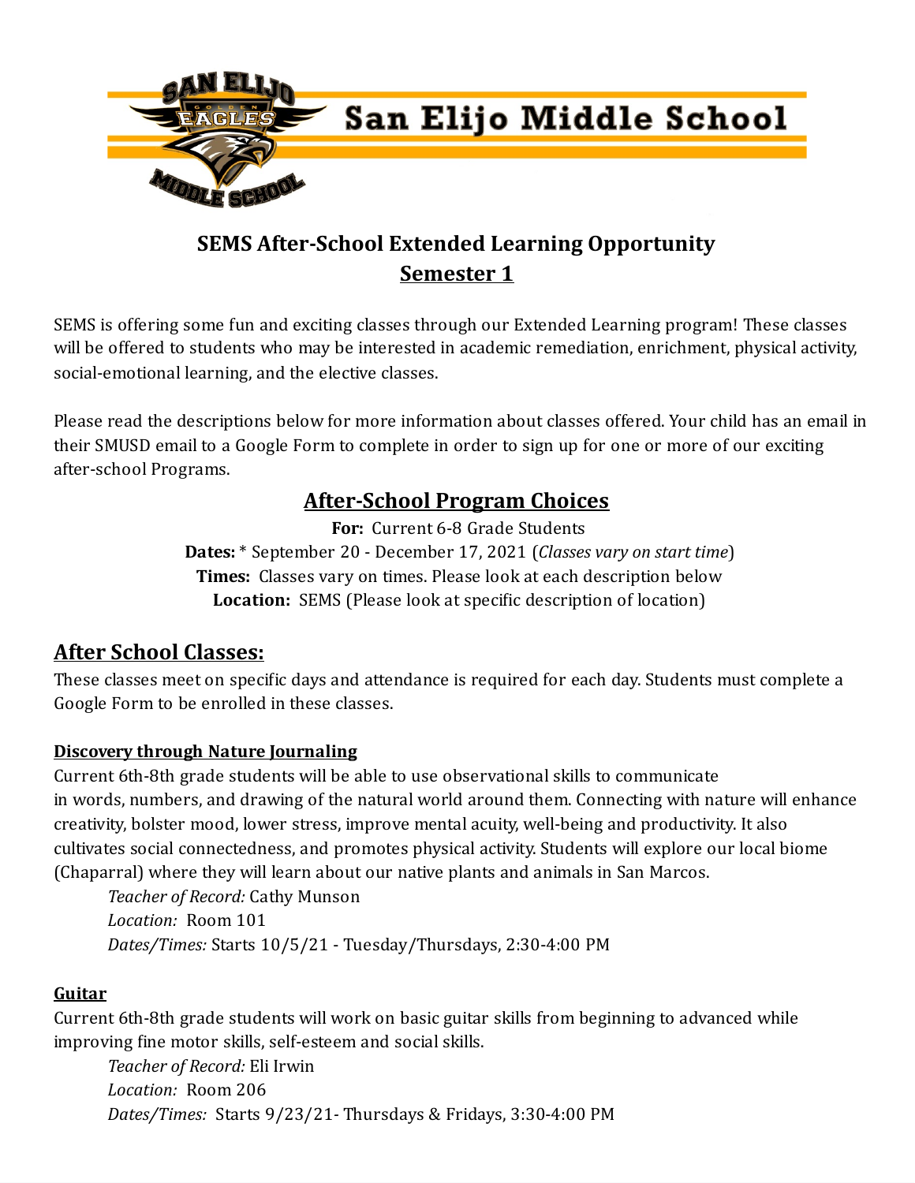# San Elijo Middle School

## SEMS After-School Extended Learning Opportunity

## Semester 1

SEMS is offering some fun and exciting classes through our Extended Learning program! These classes will be offered to students who may be interested in academic remediation, enrichment, physical activity, social-emotional learning, and the elective classes.

Please read the descriptions below for more information about classes offered. Your child has an email in their SMUSD email to a Google Form to complete in order to sign up for one or more of our exciting after-school Programs.

## After-School Program Choices

**For:** Current 6-8 Grade Students

**Dates:** * September 20 - December 17, 2021 (*Classes vary on start time*)

**Times:** Classes vary on times. Please look at each description below

**Location:** SEMS (Please look at specific description of location)

## After School Classes:

These classes meet on specific days and attendance is required for each day. Students must complete a Google Form to be enrolled in these classes.

### Discovery through Nature Journaling

Current 6th-8th grade students will be able to use observational skills to communicate in words, numbers, and drawing of the natural world around them. Connecting with nature will enhance creativity, bolster mood, lower stress, improve mental acuity, well-being and productivity. It also cultivates social connectedness, and promotes physical activity. Students will explore our local biome (Chaparral) where they will learn about our native plants and animals in San Marcos.

*Teacher of Record:* Cathy Munson
*Location:* Room 101
*Dates/Times:* Starts 10/5/21 - Tuesday/Thursdays, 2:30-4:00 PM

### Guitar

Current 6th-8th grade students will work on basic guitar skills from beginning to advanced while improving fine motor skills, self-esteem and social skills.

*Teacher of Record:* Eli Irwin
*Location:* Room 206
*Dates/Times:* Starts 9/23/21- Thursdays & Fridays, 3:30-4:00 PM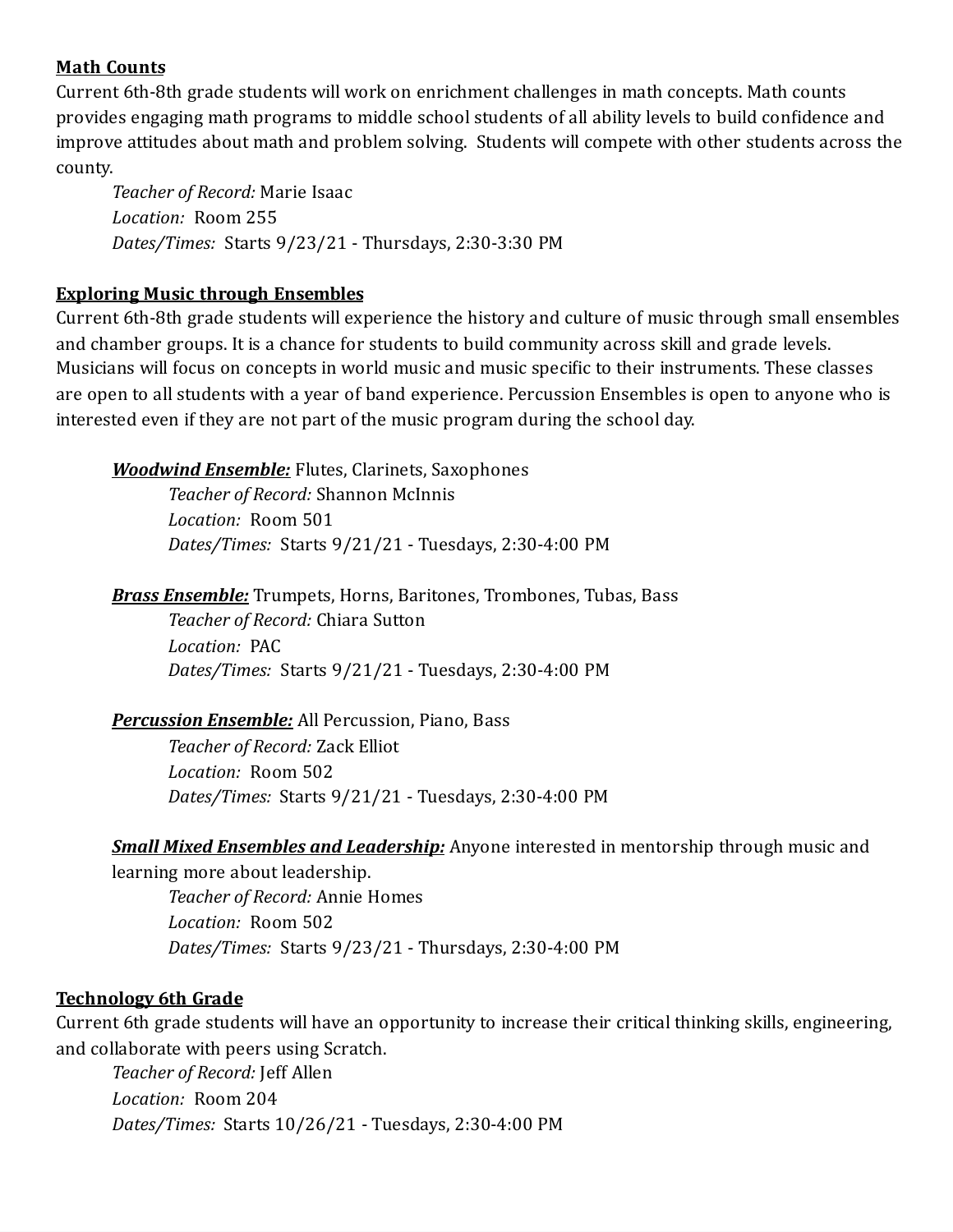**Math Counts**

Current 6th-8th grade students will work on enrichment challenges in math concepts. Math counts provides engaging math programs to middle school students of all ability levels to build confidence and improve attitudes about math and problem solving.  Students will compete with other students across the county.

*Teacher of Record:* Marie Isaac
*Location:* Room 255
*Dates/Times:* Starts 9/23/21 - Thursdays, 2:30-3:30 PM

**Exploring Music through Ensembles**

Current 6th-8th grade students will experience the history and culture of music through small ensembles and chamber groups. It is a chance for students to build community across skill and grade levels. Musicians will focus on concepts in world music and music specific to their instruments. These classes are open to all students with a year of band experience. Percussion Ensembles is open to anyone who is interested even if they are not part of the music program during the school day.

***Woodwind Ensemble:*** Flutes, Clarinets, Saxophones

*Teacher of Record:* Shannon McInnis
*Location:* Room 501
*Dates/Times:* Starts 9/21/21 - Tuesdays, 2:30-4:00 PM

***Brass Ensemble:*** Trumpets, Horns, Baritones, Trombones, Tubas, Bass

*Teacher of Record:* Chiara Sutton
*Location:* PAC
*Dates/Times:* Starts 9/21/21 - Tuesdays, 2:30-4:00 PM

***Percussion Ensemble:*** All Percussion, Piano, Bass

*Teacher of Record:* Zack Elliot
*Location:* Room 502
*Dates/Times:* Starts 9/21/21 - Tuesdays, 2:30-4:00 PM

***Small Mixed Ensembles and Leadership:*** Anyone interested in mentorship through music and learning more about leadership.

*Teacher of Record:* Annie Homes
*Location:* Room 502
*Dates/Times:* Starts 9/23/21 - Thursdays, 2:30-4:00 PM

**Technology 6th Grade**

Current 6th grade students will have an opportunity to increase their critical thinking skills, engineering, and collaborate with peers using Scratch.

*Teacher of Record:* Jeff Allen
*Location:* Room 204
*Dates/Times:* Starts 10/26/21 - Tuesdays, 2:30-4:00 PM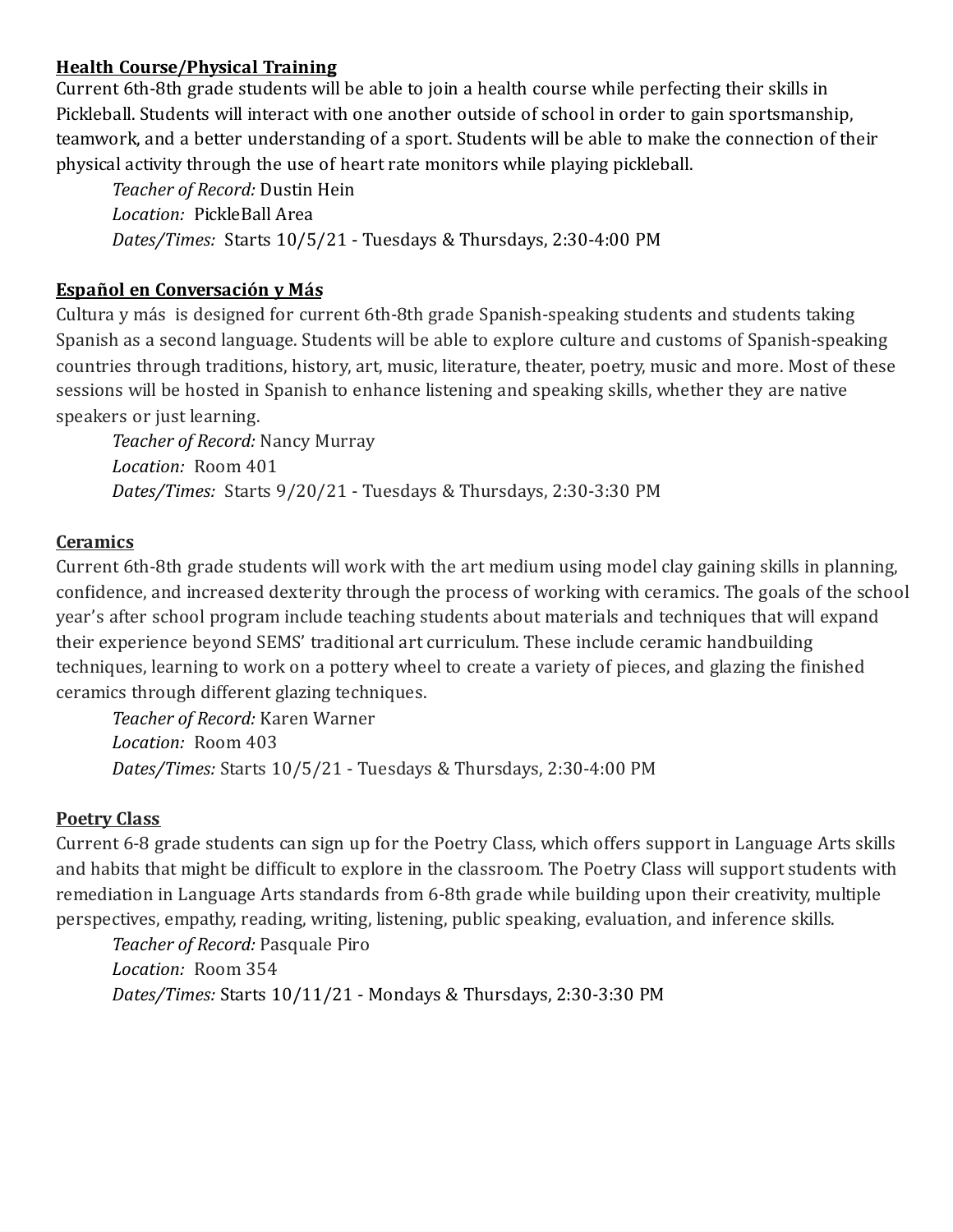**Health Course/Physical Training**

Current 6th-8th grade students will be able to join a health course while perfecting their skills in Pickleball. Students will interact with one another outside of school in order to gain sportsmanship, teamwork, and a better understanding of a sport. Students will be able to make the connection of their physical activity through the use of heart rate monitors while playing pickleball.

*Teacher of Record:* Dustin Hein
*Location:* PickleBall Area
*Dates/Times:* Starts 10/5/21 - Tuesdays & Thursdays, 2:30-4:00 PM

**Español en Conversación y Más**

Cultura y más is designed for current 6th-8th grade Spanish-speaking students and students taking Spanish as a second language. Students will be able to explore culture and customs of Spanish-speaking countries through traditions, history, art, music, literature, theater, poetry, music and more. Most of these sessions will be hosted in Spanish to enhance listening and speaking skills, whether they are native speakers or just learning.

*Teacher of Record:* Nancy Murray
*Location:* Room 401
*Dates/Times:* Starts 9/20/21 - Tuesdays & Thursdays, 2:30-3:30 PM

**Ceramics**

Current 6th-8th grade students will work with the art medium using model clay gaining skills in planning, confidence, and increased dexterity through the process of working with ceramics. The goals of the school year's after school program include teaching students about materials and techniques that will expand their experience beyond SEMS' traditional art curriculum. These include ceramic handbuilding techniques, learning to work on a pottery wheel to create a variety of pieces, and glazing the finished ceramics through different glazing techniques.

*Teacher of Record:* Karen Warner
*Location:* Room 403
*Dates/Times:* Starts 10/5/21 - Tuesdays & Thursdays, 2:30-4:00 PM

**Poetry Class**

Current 6-8 grade students can sign up for the Poetry Class, which offers support in Language Arts skills and habits that might be difficult to explore in the classroom. The Poetry Class will support students with remediation in Language Arts standards from 6-8th grade while building upon their creativity, multiple perspectives, empathy, reading, writing, listening, public speaking, evaluation, and inference skills.

*Teacher of Record:* Pasquale Piro
*Location:* Room 354
*Dates/Times:* Starts 10/11/21 - Mondays & Thursdays, 2:30-3:30 PM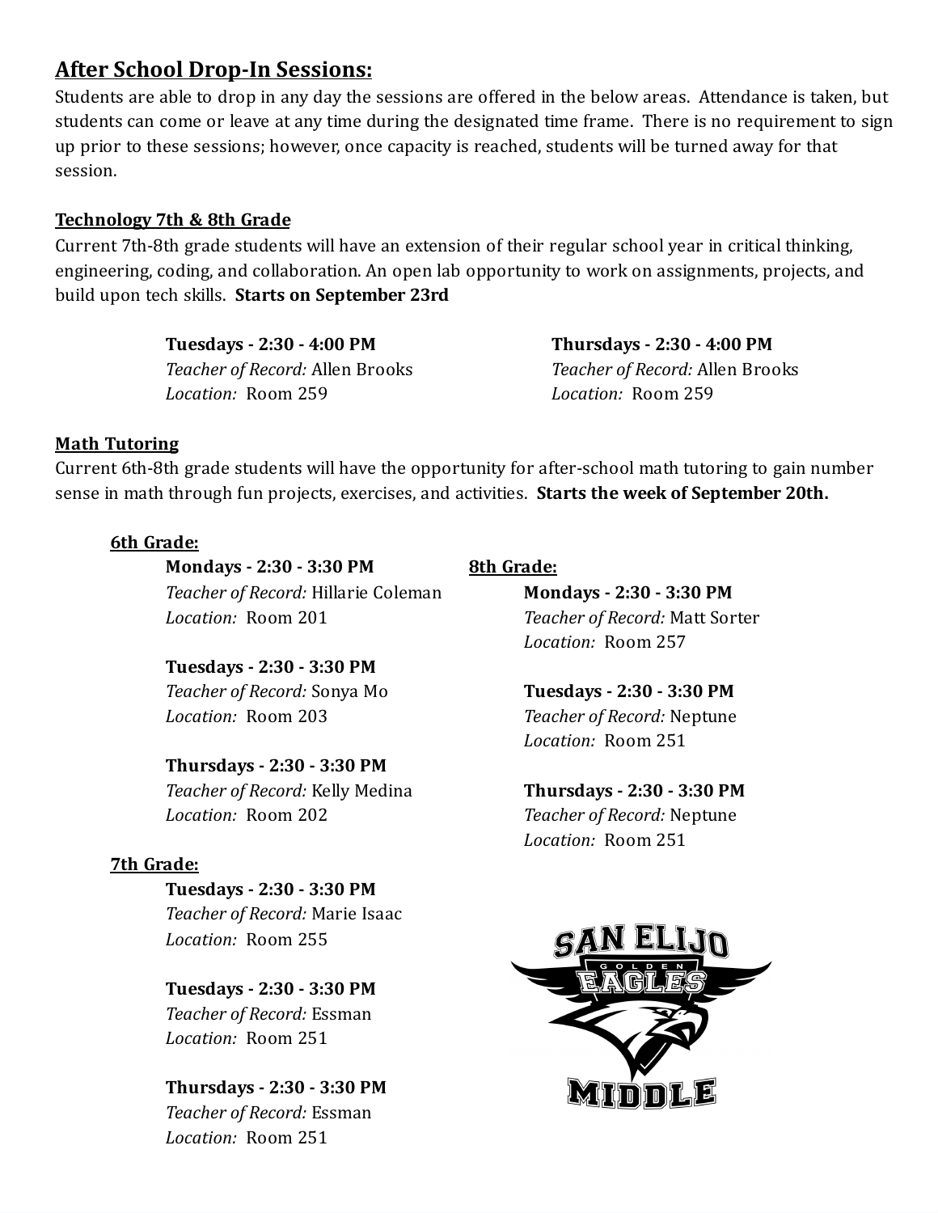## After School Drop-In Sessions:

Students are able to drop in any day the sessions are offered in the below areas. Attendance is taken, but students can come or leave at any time during the designated time frame. There is no requirement to sign up prior to these sessions; however, once capacity is reached, students will be turned away for that session.

### Technology 7th & 8th Grade

Current 7th-8th grade students will have an extension of their regular school year in critical thinking, engineering, coding, and collaboration. An open lab opportunity to work on assignments, projects, and build upon tech skills. **Starts on September 23rd**

**Tuesdays - 2:30 - 4:00 PM**
*Teacher of Record:* Allen Brooks
*Location:* Room 259

**Thursdays - 2:30 - 4:00 PM**
*Teacher of Record:* Allen Brooks
*Location:* Room 259

### Math Tutoring

Current 6th-8th grade students will have the opportunity for after-school math tutoring to gain number sense in math through fun projects, exercises, and activities. **Starts the week of September 20th.**

#### 6th Grade:

**Mondays - 2:30 - 3:30 PM**
*Teacher of Record:* Hillarie Coleman
*Location:* Room 201

**Tuesdays - 2:30 - 3:30 PM**
*Teacher of Record:* Sonya Mo
*Location:* Room 203

**Thursdays - 2:30 - 3:30 PM**
*Teacher of Record:* Kelly Medina
*Location:* Room 202

#### 7th Grade:

**Tuesdays - 2:30 - 3:30 PM**
*Teacher of Record:* Marie Isaac
*Location:* Room 255

**Tuesdays - 2:30 - 3:30 PM**
*Teacher of Record:* Essman
*Location:* Room 251

**Thursdays - 2:30 - 3:30 PM**
*Teacher of Record:* Essman
*Location:* Room 251

#### 8th Grade:

**Mondays - 2:30 - 3:30 PM**
*Teacher of Record:* Matt Sorter
*Location:* Room 257

**Tuesdays - 2:30 - 3:30 PM**
*Teacher of Record:* Neptune
*Location:* Room 251

**Thursdays - 2:30 - 3:30 PM**
*Teacher of Record:* Neptune
*Location:* Room 251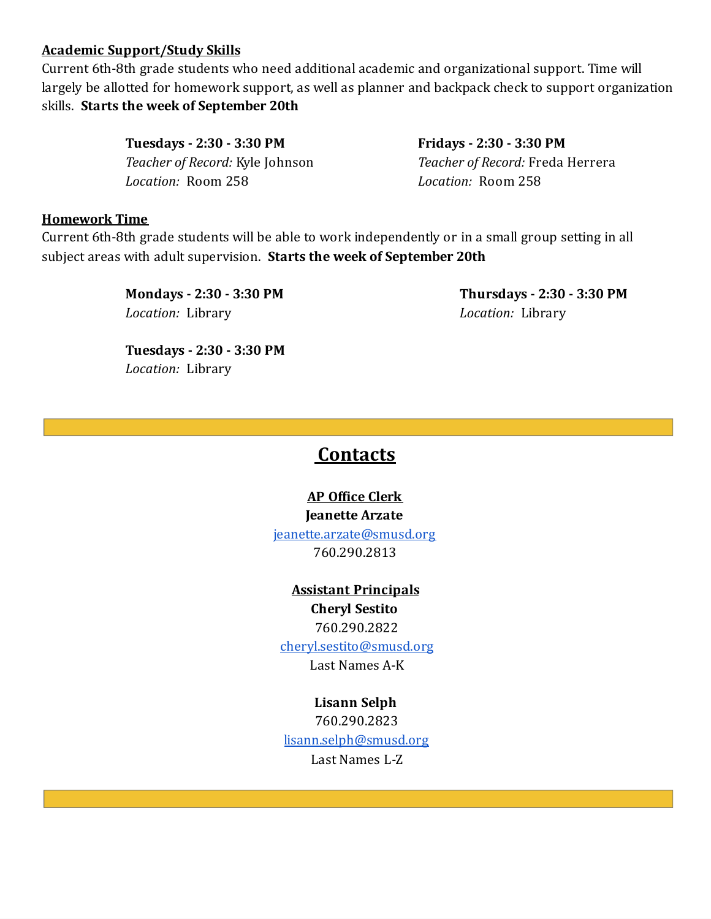**Academic Support/Study Skills**

Current 6th-8th grade students who need additional academic and organizational support. Time will largely be allotted for homework support, as well as planner and backpack check to support organization skills. **Starts the week of September 20th**

**Tuesdays - 2:30 - 3:30 PM**
*Teacher of Record:* Kyle Johnson
*Location:* Room 258

**Fridays - 2:30 - 3:30 PM**
*Teacher of Record:* Freda Herrera
*Location:* Room 258

**Homework Time**

Current 6th-8th grade students will be able to work independently or in a small group setting in all subject areas with adult supervision. **Starts the week of September 20th**

**Mondays - 2:30 - 3:30 PM**
*Location:* Library

**Thursdays - 2:30 - 3:30 PM**
*Location:* Library

**Tuesdays - 2:30 - 3:30 PM**
*Location:* Library

## Contacts

**AP Office Clerk**
**Jeanette Arzate**
jeanette.arzate@smusd.org
760.290.2813

**Assistant Principals**
**Cheryl Sestito**
760.290.2822
cheryl.sestito@smusd.org
Last Names A-K

**Lisann Selph**
760.290.2823
lisann.selph@smusd.org
Last Names L-Z